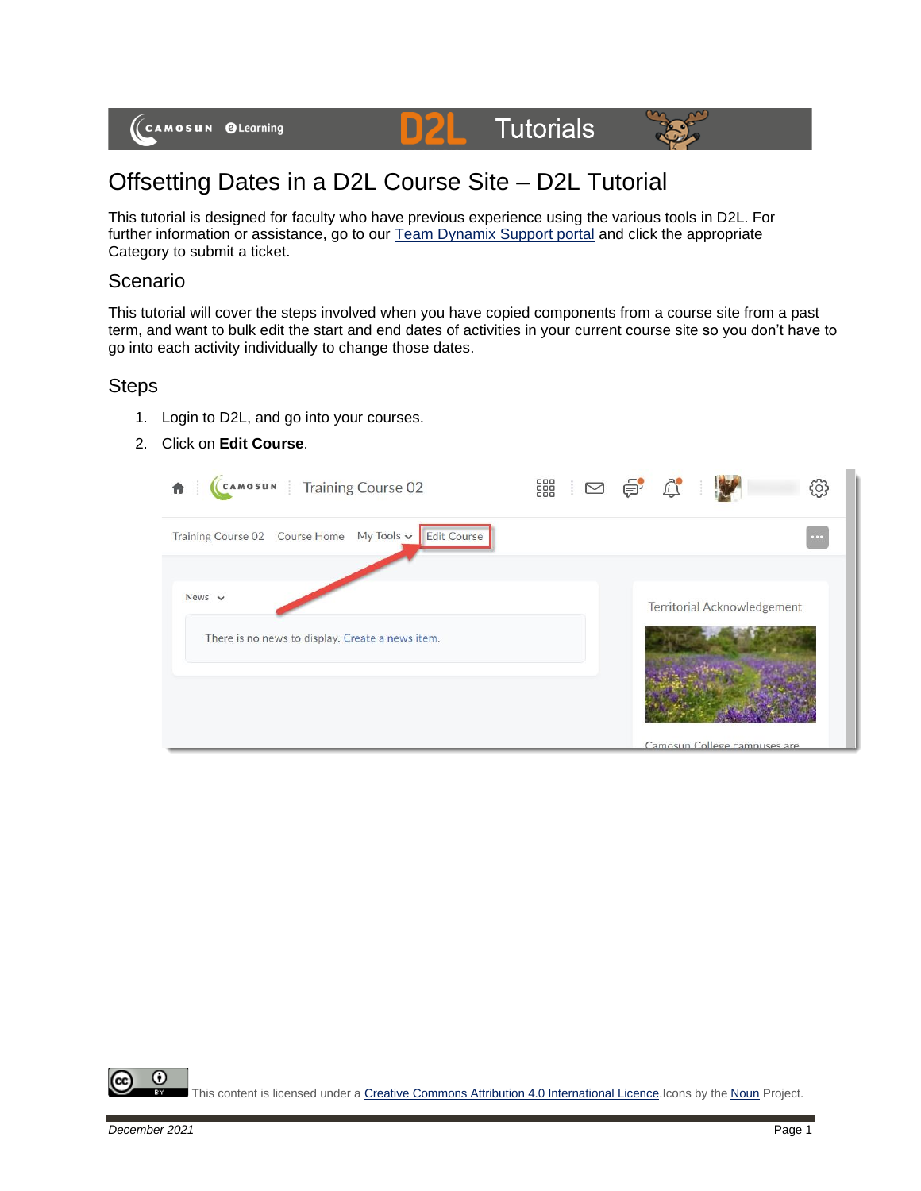# Offsetting Dates in a D2L Course Site – D2L Tutorial

This tutorial is designed for faculty who have previous experience using the various tools in D2L. For further information or assistance, go to our [Team Dynamix Support portal]() and click the appropriate Category to submit a ticket.

## Scenario

This tutorial will cover the steps involved when you have copied components from a course site from a past term, and want to bulk edit the start and end dates of activities in your current course site so you don't have to go into each activity individually to change those dates.

## Steps

1. Login to D2L, and go into your courses.
2. Click on **Edit Course**.

This content is licensed under a [Creative Commons Attribution 4.0 International Licence](). Icons by the [Noun]() Project.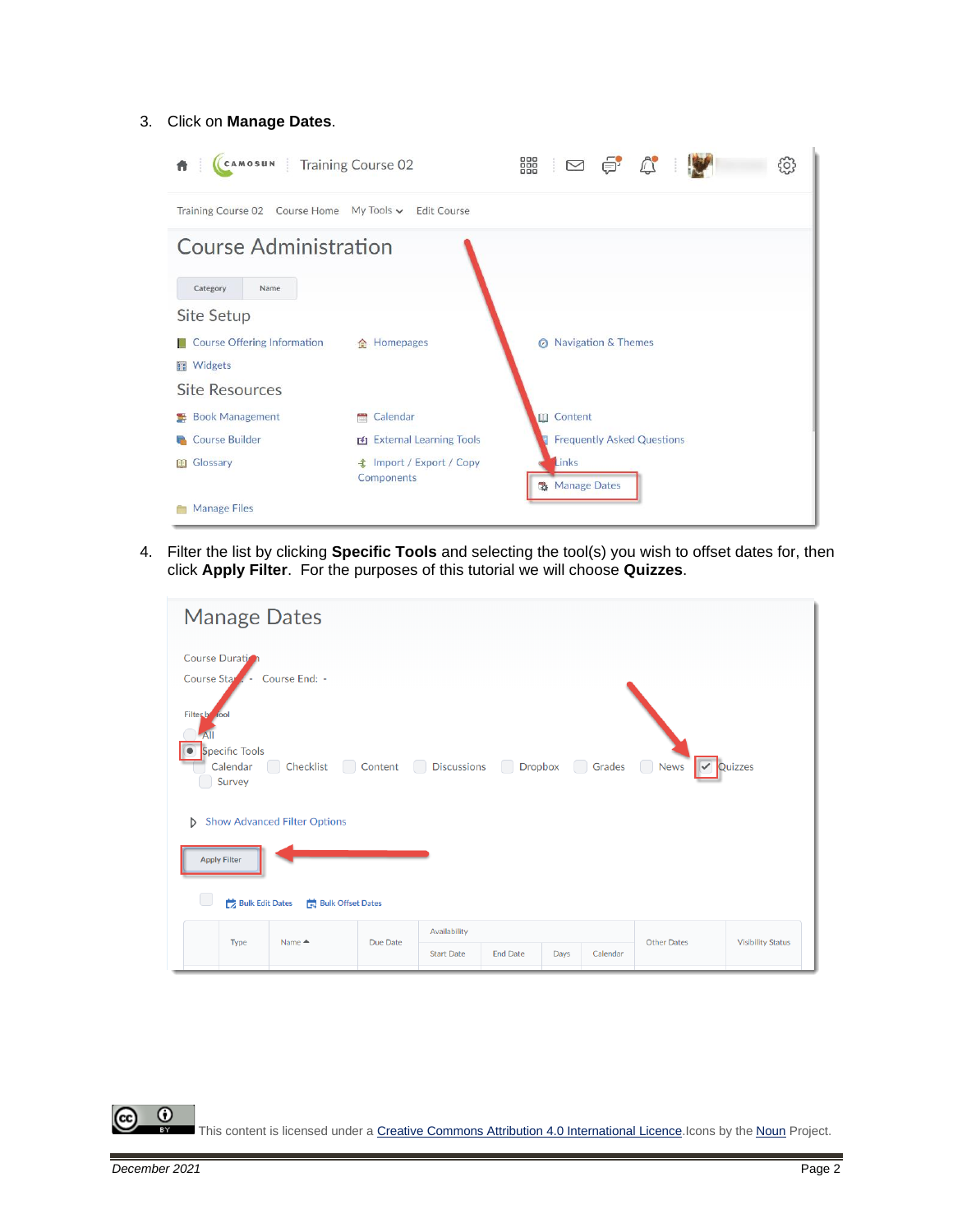3. Click on **Manage Dates**.

4. Filter the list by clicking **Specific Tools** and selecting the tool(s) you wish to offset dates for, then click **Apply Filter**. For the purposes of this tutorial we will choose **Quizzes**.

This content is licensed under a Creative Commons Attribution 4.0 International Licence. Icons by the Noun Project.

December 2021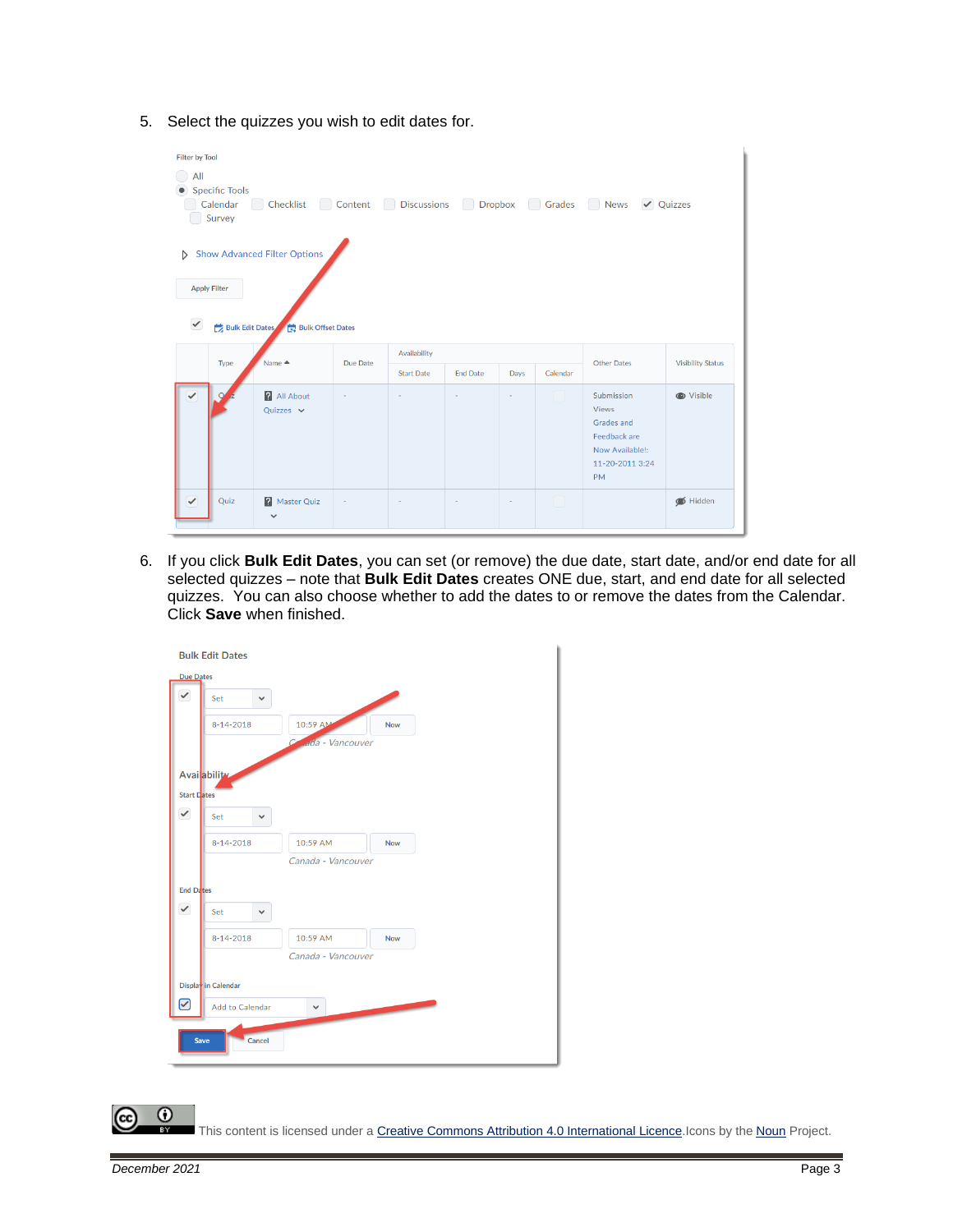5. Select the quizzes you wish to edit dates for.

6. If you click **Bulk Edit Dates**, you can set (or remove) the due date, start date, and/or end date for all selected quizzes – note that **Bulk Edit Dates** creates ONE due, start, and end date for all selected quizzes. You can also choose whether to add the dates to or remove the dates from the Calendar. Click **Save** when finished.

This content is licensed under a Creative Commons Attribution 4.0 International Licence. Icons by the Noun Project.

December 2021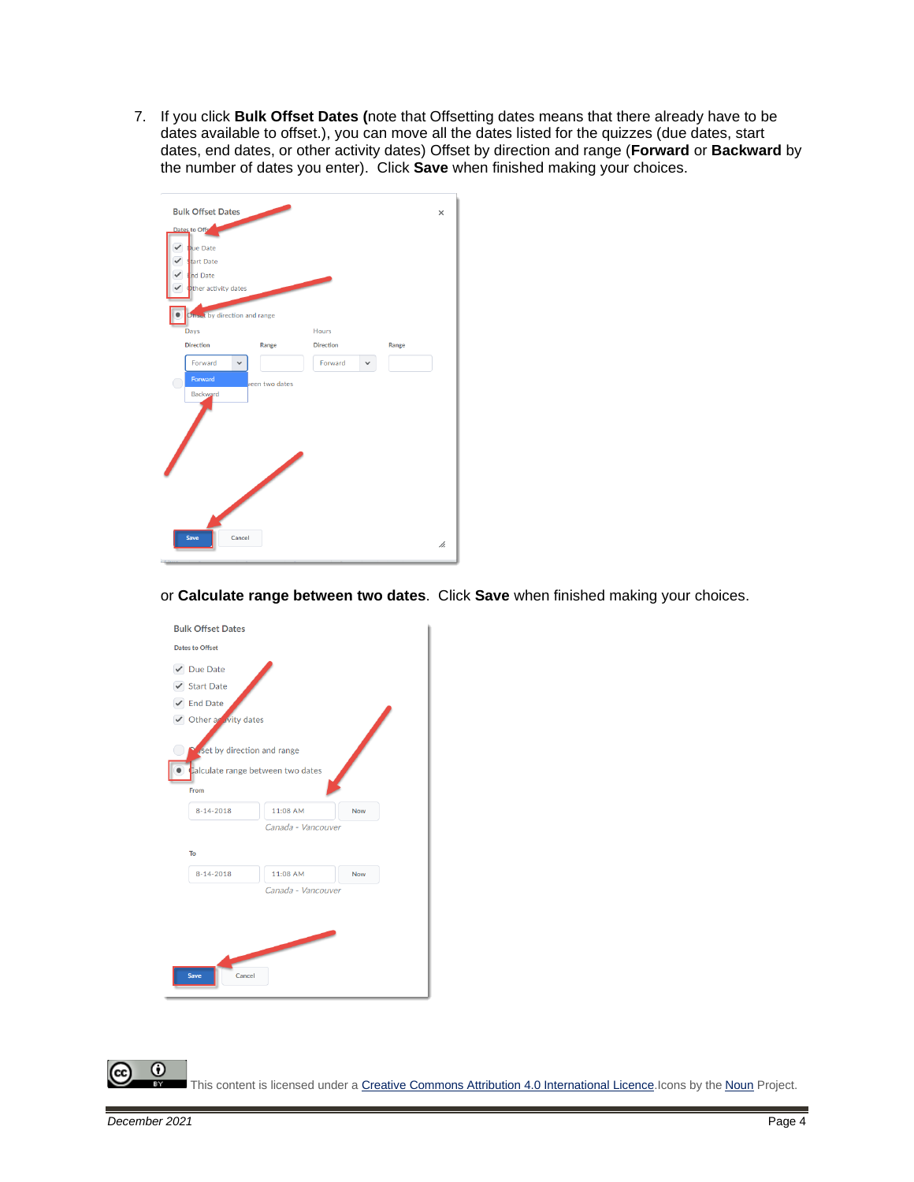7. If you click **Bulk Offset Dates (**note that Offsetting dates means that there already have to be dates available to offset.), you can move all the dates listed for the quizzes (due dates, start dates, end dates, or other activity dates) Offset by direction and range (**Forward** or **Backward** by the number of dates you enter). Click **Save** when finished making your choices.

   or **Calculate range between two dates**. Click **Save** when finished making your choices.

This content is licensed under a [Creative Commons Attribution 4.0 International Licence](). Icons by the [Noun]() Project.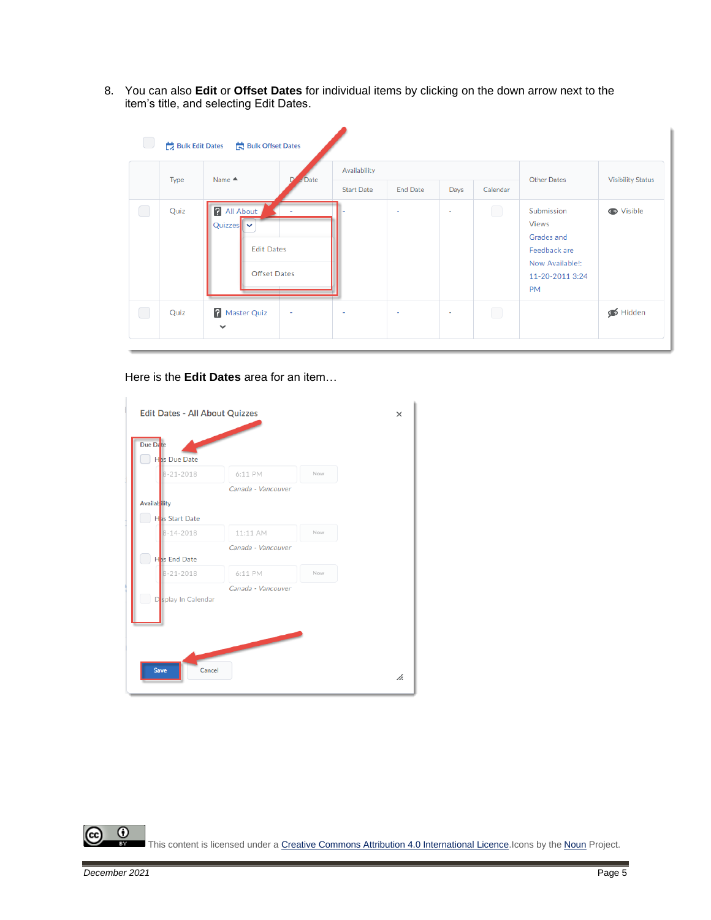8. You can also **Edit** or **Offset Dates** for individual items by clicking on the down arrow next to the item's title, and selecting Edit Dates.

Here is the **Edit Dates** area for an item…

This content is licensed under a Creative Commons Attribution 4.0 International Licence. Icons by the Noun Project.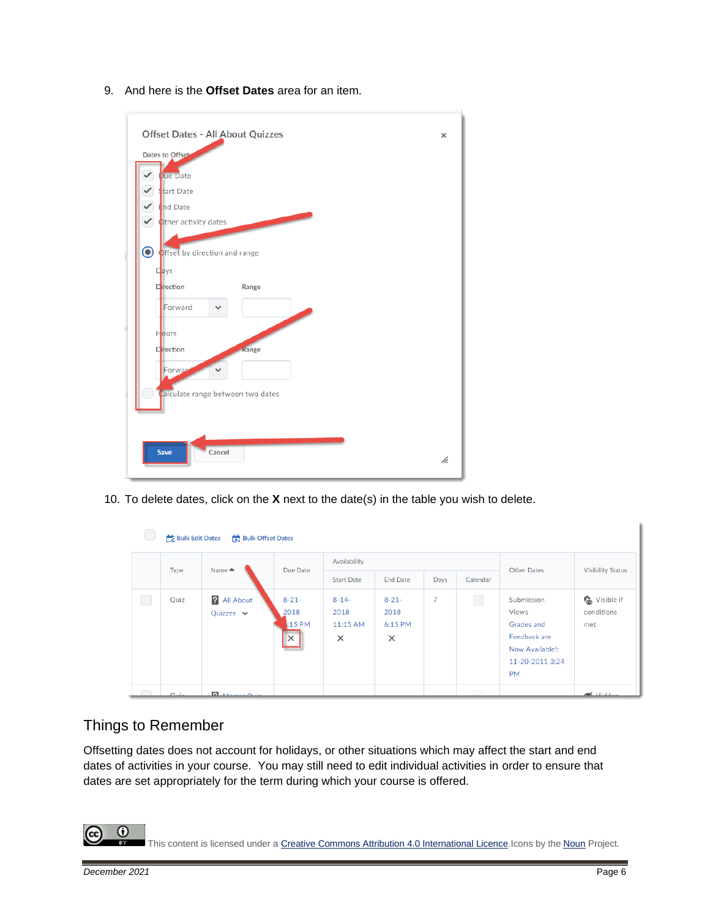9. And here is the **Offset Dates** area for an item.

10. To delete dates, click on the **X** next to the date(s) in the table you wish to delete.

## Things to Remember

Offsetting dates does not account for holidays, or other situations which may affect the start and end dates of activities in your course. You may still need to edit individual activities in order to ensure that dates are set appropriately for the term during which your course is offered.

This content is licensed under a Creative Commons Attribution 4.0 International Licence.Icons by the Noun Project.

December 2021